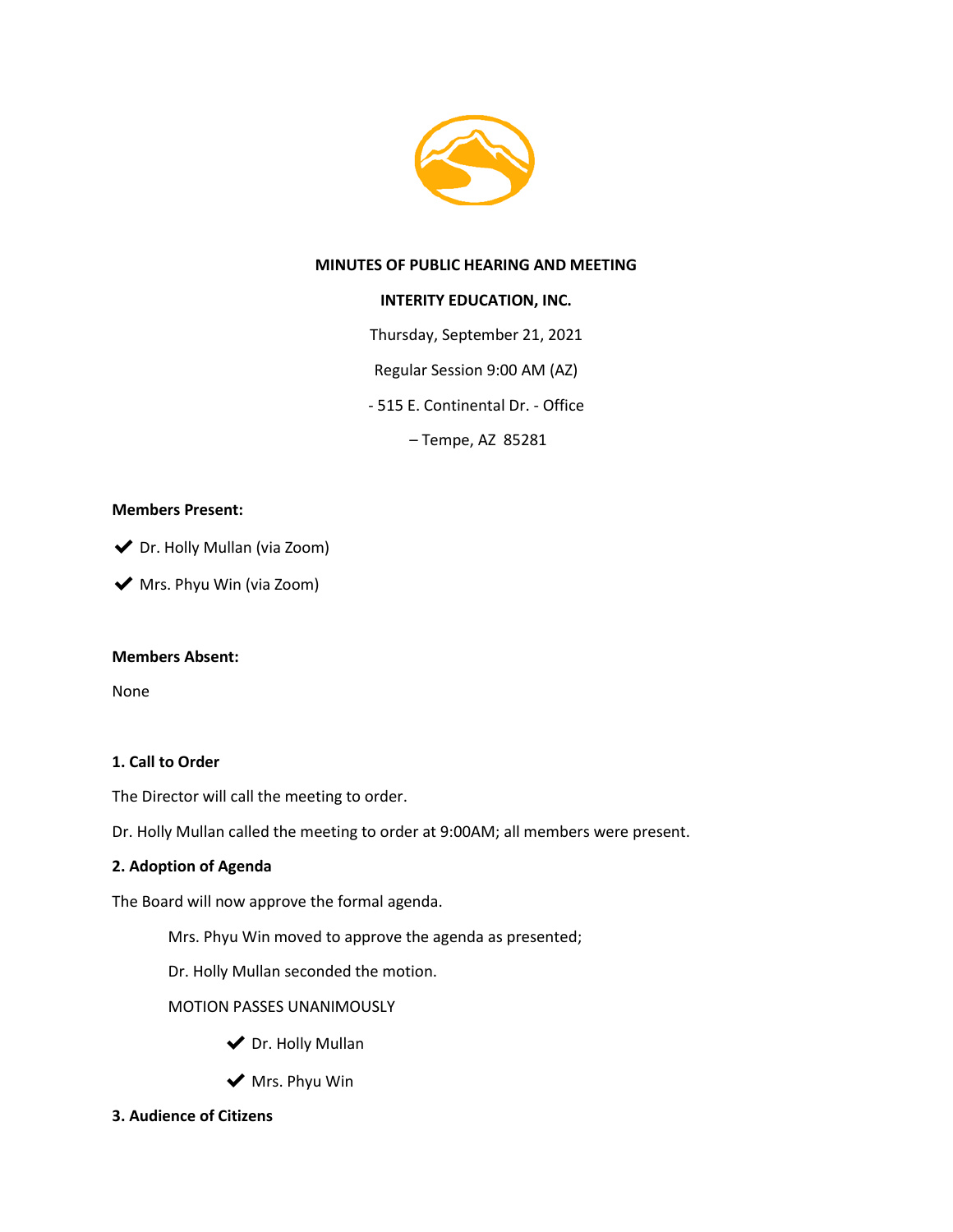**MINUTES OF PUBLIC HEARING AND MEETING**

**INTERITY EDUCATION, INC.**

Thursday, September 21, 2021

Regular Session 9:00 AM (AZ)

- 515 E. Continental Dr. - Office

– Tempe, AZ 85281

**Members Present:**

✔ Dr. Holly Mullan (via Zoom)

✔ Mrs. Phyu Win (via Zoom)

**Members Absent:**

None

**1. Call to Order**

The Director will call the meeting to order.

Dr. Holly Mullan called the meeting to order at 9:00AM; all members were present.

**2. Adoption of Agenda**

The Board will now approve the formal agenda.

Mrs. Phyu Win moved to approve the agenda as presented;

Dr. Holly Mullan seconded the motion.

MOTION PASSES UNANIMOUSLY

✔ Dr. Holly Mullan

✔ Mrs. Phyu Win

**3. Audience of Citizens**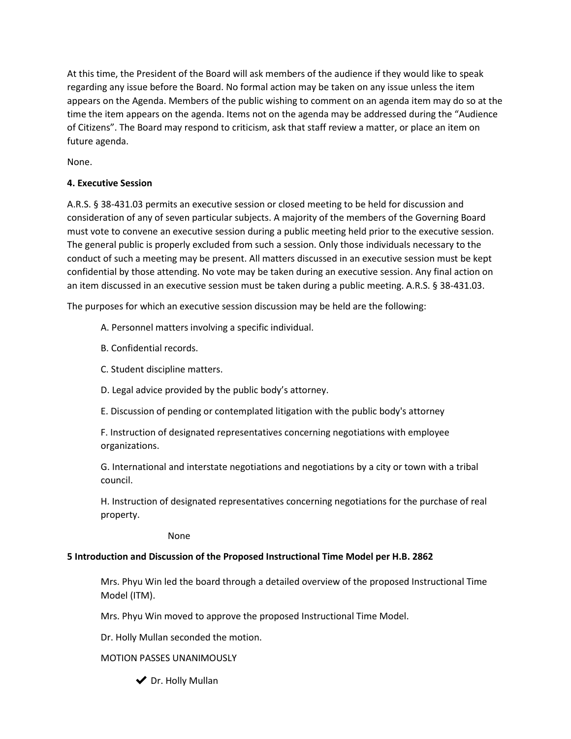At this time, the President of the Board will ask members of the audience if they would like to speak regarding any issue before the Board. No formal action may be taken on any issue unless the item appears on the Agenda. Members of the public wishing to comment on an agenda item may do so at the time the item appears on the agenda. Items not on the agenda may be addressed during the "Audience of Citizens". The Board may respond to criticism, ask that staff review a matter, or place an item on future agenda.

None.

**4. Executive Session**

A.R.S. § 38-431.03 permits an executive session or closed meeting to be held for discussion and consideration of any of seven particular subjects. A majority of the members of the Governing Board must vote to convene an executive session during a public meeting held prior to the executive session. The general public is properly excluded from such a session. Only those individuals necessary to the conduct of such a meeting may be present. All matters discussed in an executive session must be kept confidential by those attending. No vote may be taken during an executive session. Any final action on an item discussed in an executive session must be taken during a public meeting. A.R.S. § 38-431.03.

The purposes for which an executive session discussion may be held are the following:

A. Personnel matters involving a specific individual.

B. Confidential records.

C. Student discipline matters.

D. Legal advice provided by the public body's attorney.

E. Discussion of pending or contemplated litigation with the public body's attorney

F. Instruction of designated representatives concerning negotiations with employee organizations.

G. International and interstate negotiations and negotiations by a city or town with a tribal council.

H. Instruction of designated representatives concerning negotiations for the purchase of real property.

None

**5 Introduction and Discussion of the Proposed Instructional Time Model per H.B. 2862**

Mrs. Phyu Win led the board through a detailed overview of the proposed Instructional Time Model (ITM).

Mrs. Phyu Win moved to approve the proposed Instructional Time Model.

Dr. Holly Mullan seconded the motion.

MOTION PASSES UNANIMOUSLY

✔ Dr. Holly Mullan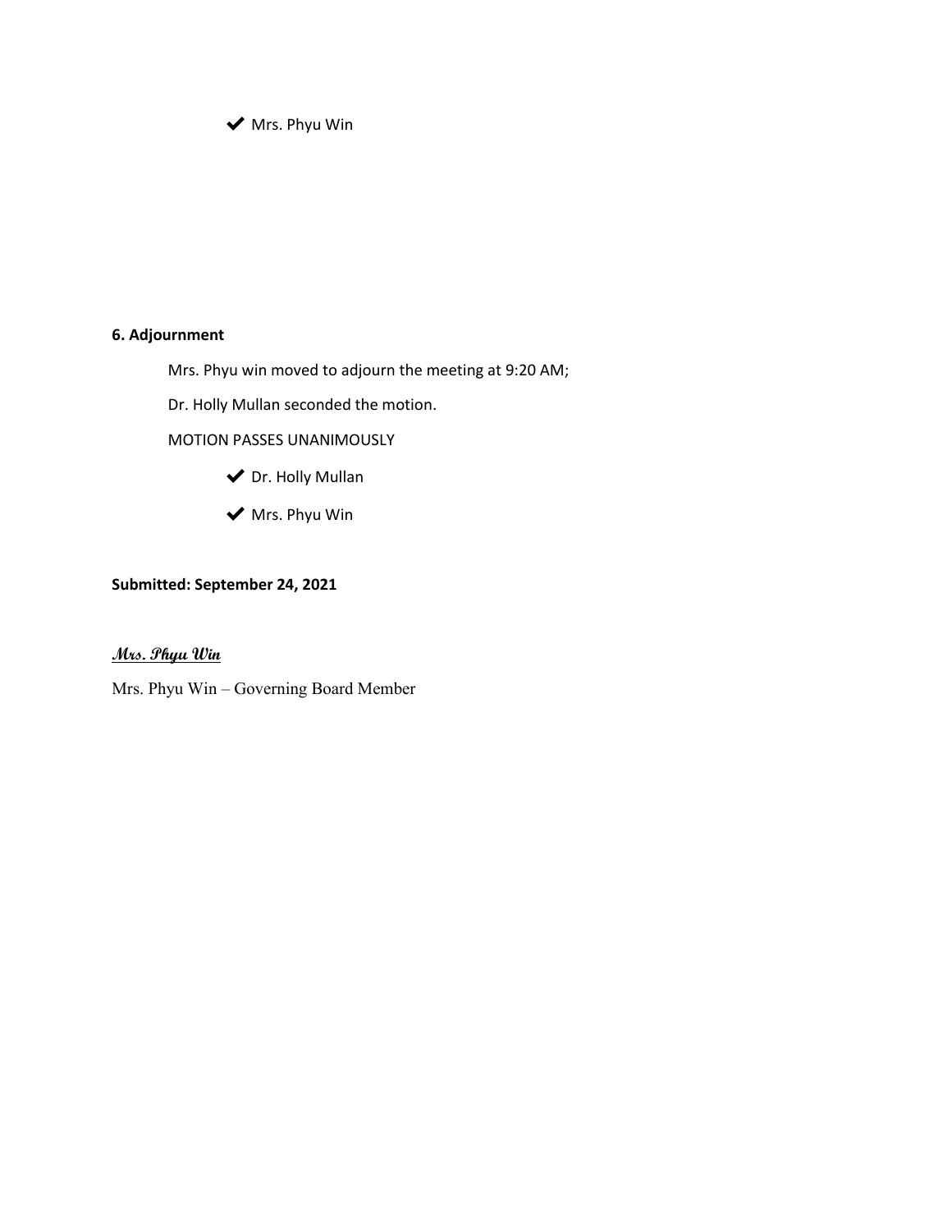- ✔ Mrs. Phyu Win

### 6. Adjournment

Mrs. Phyu win moved to adjourn the meeting at 9:20 AM;

Dr. Holly Mullan seconded the motion.

MOTION PASSES UNANIMOUSLY

- ✔ Dr. Holly Mullan
- ✔ Mrs. Phyu Win

**Submitted: September 24, 2021**

***Mrs. Phyu Win***

Mrs. Phyu Win – Governing Board Member